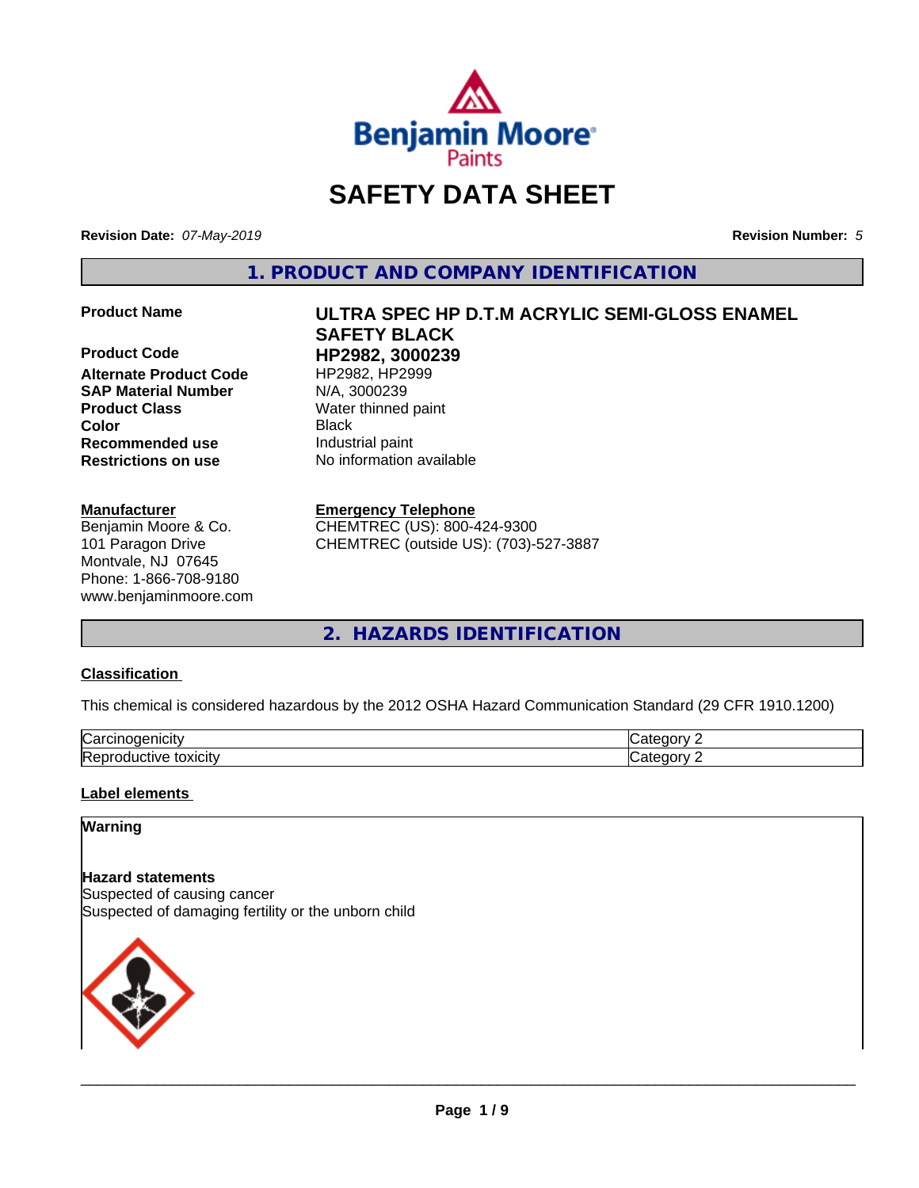# SAFETY DATA SHEET

**Revision Date:** *07-May-2019*

**Revision Number:** *5*

## 1. PRODUCT AND COMPANY IDENTIFICATION

| | |
|---|---|
| **Product Name** | **ULTRA SPEC HP D.T.M ACRYLIC SEMI-GLOSS ENAMEL SAFETY BLACK** |
| **Product Code** | **HP2982, 3000239** |
| **Alternate Product Code** | HP2982, HP2999 |
| **SAP Material Number** | N/A, 3000239 |
| **Product Class** | Water thinned paint |
| **Color** | Black |
| **Recommended use** | Industrial paint |
| **Restrictions on use** | No information available |

**Manufacturer**
Benjamin Moore & Co.
101 Paragon Drive
Montvale, NJ 07645
Phone: 1-866-708-9180
www.benjaminmoore.com

**Emergency Telephone**
CHEMTREC (US): 800-424-9300
CHEMTREC (outside US): (703)-527-3887

## 2. HAZARDS IDENTIFICATION

**Classification**

This chemical is considered hazardous by the 2012 OSHA Hazard Communication Standard (29 CFR 1910.1200)

| | |
|---|---|
| Carcinogenicity | Category 2 |
| Reproductive toxicity | Category 2 |

**Label elements**

**Warning**

**Hazard statements**
Suspected of causing cancer
Suspected of damaging fertility or the unborn child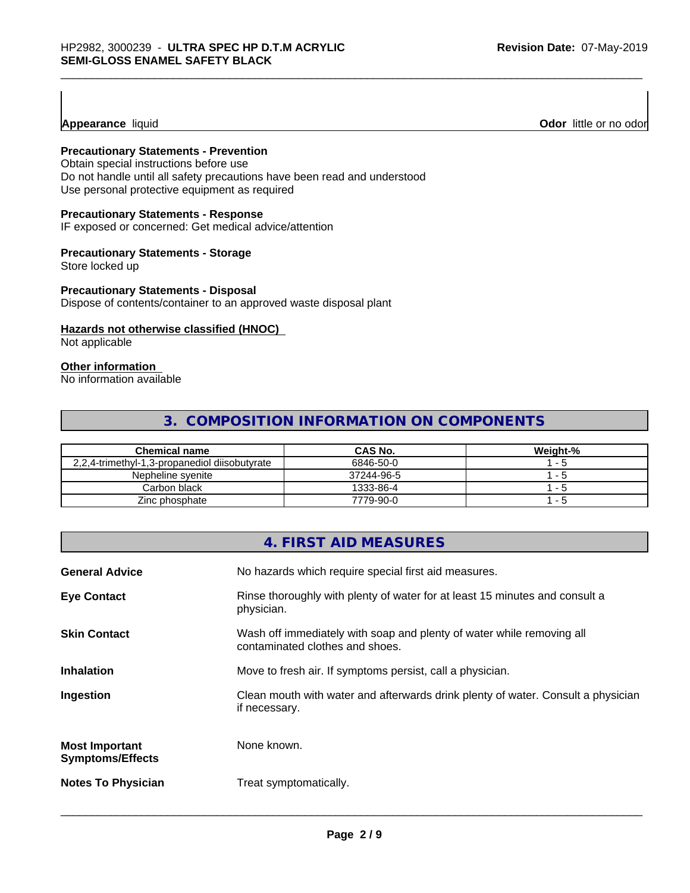**Appearance** liquid **Odor** little or no odor

**Precautionary Statements - Prevention**
Obtain special instructions before use
Do not handle until all safety precautions have been read and understood
Use personal protective equipment as required

**Precautionary Statements - Response**
IF exposed or concerned: Get medical advice/attention

**Precautionary Statements - Storage**
Store locked up

**Precautionary Statements - Disposal**
Dispose of contents/container to an approved waste disposal plant

**Hazards not otherwise classified (HNOC)**
Not applicable

**Other information**
No information available

## 3. COMPOSITION INFORMATION ON COMPONENTS

| Chemical name | CAS No. | Weight-% |
| --- | --- | --- |
| 2,2,4-trimethyl-1,3-propanediol diisobutyrate | 6846-50-0 | 1 - 5 |
| Nepheline syenite | 37244-96-5 | 1 - 5 |
| Carbon black | 1333-86-4 | 1 - 5 |
| Zinc phosphate | 7779-90-0 | 1 - 5 |

## 4. FIRST AID MEASURES

**General Advice** No hazards which require special first aid measures.

**Eye Contact** Rinse thoroughly with plenty of water for at least 15 minutes and consult a physician.

**Skin Contact** Wash off immediately with soap and plenty of water while removing all contaminated clothes and shoes.

**Inhalation** Move to fresh air. If symptoms persist, call a physician.

**Ingestion** Clean mouth with water and afterwards drink plenty of water. Consult a physician if necessary.

**Most Important Symptoms/Effects** None known.

**Notes To Physician** Treat symptomatically.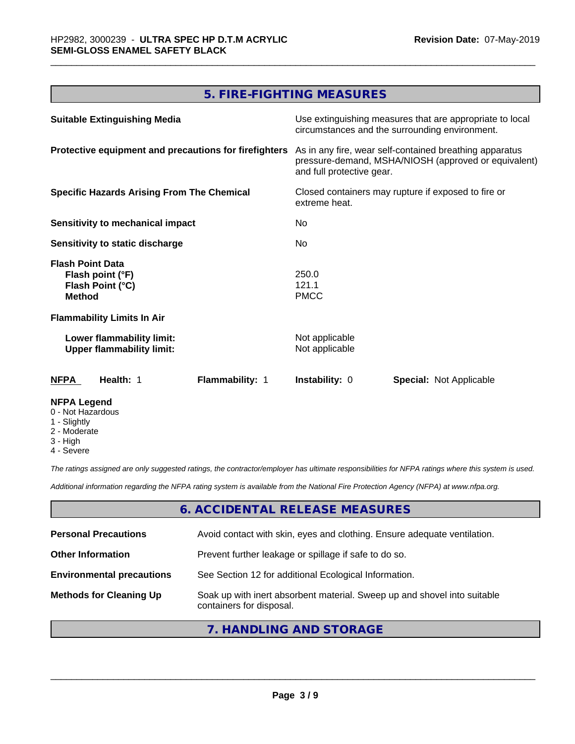## 5. FIRE-FIGHTING MEASURES

**Suitable Extinguishing Media** — Use extinguishing measures that are appropriate to local circumstances and the surrounding environment.

**Protective equipment and precautions for firefighters** — As in any fire, wear self-contained breathing apparatus pressure-demand, MSHA/NIOSH (approved or equivalent) and full protective gear.

**Specific Hazards Arising From The Chemical** — Closed containers may rupture if exposed to fire or extreme heat.

**Sensitivity to mechanical impact** — No

**Sensitivity to static discharge** — No

**Flash Point Data**

| | |
|---|---|
| **Flash point (°F)** | 250.0 |
| **Flash Point (°C)** | 121.1 |
| **Method** | PMCC |

**Flammability Limits In Air**

| | |
|---|---|
| **Lower flammability limit:** | Not applicable |
| **Upper flammability limit:** | Not applicable |

| **NFPA** | **Health:** 1 | **Flammability:** 1 | **Instability:** 0 | **Special:** Not Applicable |
|---|---|---|---|---|

**NFPA Legend**
- 0 - Not Hazardous
- 1 - Slightly
- 2 - Moderate
- 3 - High
- 4 - Severe

*The ratings assigned are only suggested ratings, the contractor/employer has ultimate responsibilities for NFPA ratings where this system is used.*

*Additional information regarding the NFPA rating system is available from the National Fire Protection Agency (NFPA) at www.nfpa.org.*

## 6. ACCIDENTAL RELEASE MEASURES

| | |
|---|---|
| **Personal Precautions** | Avoid contact with skin, eyes and clothing. Ensure adequate ventilation. |
| **Other Information** | Prevent further leakage or spillage if safe to do so. |
| **Environmental precautions** | See Section 12 for additional Ecological Information. |
| **Methods for Cleaning Up** | Soak up with inert absorbent material. Sweep up and shovel into suitable containers for disposal. |

## 7. HANDLING AND STORAGE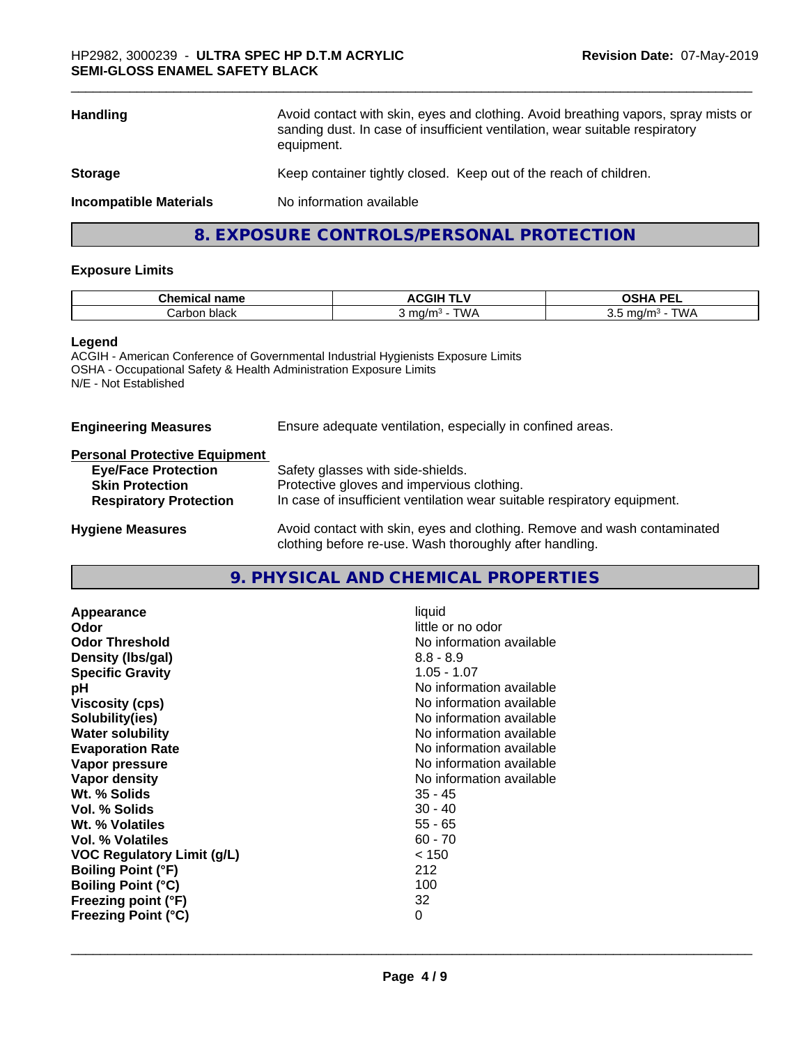| | |
|---|---|
| **Handling** | Avoid contact with skin, eyes and clothing. Avoid breathing vapors, spray mists or sanding dust. In case of insufficient ventilation, wear suitable respiratory equipment. |
| **Storage** | Keep container tightly closed. Keep out of the reach of children. |
| **Incompatible Materials** | No information available |

## 8. EXPOSURE CONTROLS/PERSONAL PROTECTION

### Exposure Limits

| Chemical name | ACGIH TLV | OSHA PEL |
|---|---|---|
| Carbon black | 3 mg/m³ - TWA | 3.5 mg/m³ - TWA |

**Legend**
ACGIH - American Conference of Governmental Industrial Hygienists Exposure Limits
OSHA - Occupational Safety & Health Administration Exposure Limits
N/E - Not Established

**Engineering Measures** — Ensure adequate ventilation, especially in confined areas.

**Personal Protective Equipment**

| | |
|---|---|
| **Eye/Face Protection** | Safety glasses with side-shields. |
| **Skin Protection** | Protective gloves and impervious clothing. |
| **Respiratory Protection** | In case of insufficient ventilation wear suitable respiratory equipment. |

**Hygiene Measures** — Avoid contact with skin, eyes and clothing. Remove and wash contaminated clothing before re-use. Wash thoroughly after handling.

## 9. PHYSICAL AND CHEMICAL PROPERTIES

| | |
|---|---|
| **Appearance** | liquid |
| **Odor** | little or no odor |
| **Odor Threshold** | No information available |
| **Density (lbs/gal)** | 8.8 - 8.9 |
| **Specific Gravity** | 1.05 - 1.07 |
| **pH** | No information available |
| **Viscosity (cps)** | No information available |
| **Solubility(ies)** | No information available |
| **Water solubility** | No information available |
| **Evaporation Rate** | No information available |
| **Vapor pressure** | No information available |
| **Vapor density** | No information available |
| **Wt. % Solids** | 35 - 45 |
| **Vol. % Solids** | 30 - 40 |
| **Wt. % Volatiles** | 55 - 65 |
| **Vol. % Volatiles** | 60 - 70 |
| **VOC Regulatory Limit (g/L)** | < 150 |
| **Boiling Point (°F)** | 212 |
| **Boiling Point (°C)** | 100 |
| **Freezing point (°F)** | 32 |
| **Freezing Point (°C)** | 0 |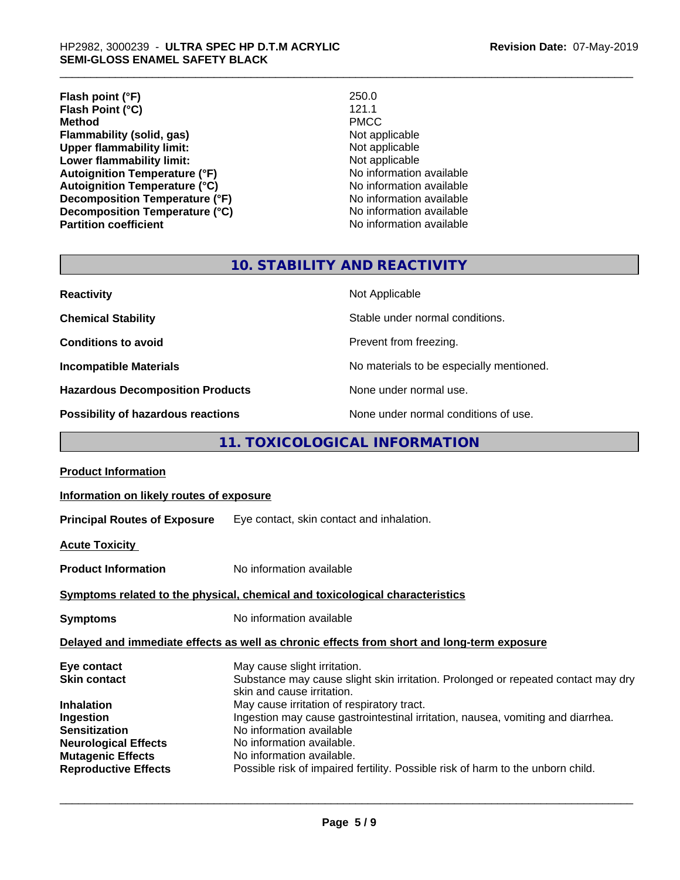| | |
|---|---|
| **Flash point (°F)** | 250.0 |
| **Flash Point (°C)** | 121.1 |
| **Method** | PMCC |
| **Flammability (solid, gas)** | Not applicable |
| **Upper flammability limit:** | Not applicable |
| **Lower flammability limit:** | Not applicable |
| **Autoignition Temperature (°F)** | No information available |
| **Autoignition Temperature (°C)** | No information available |
| **Decomposition Temperature (°F)** | No information available |
| **Decomposition Temperature (°C)** | No information available |
| **Partition coefficient** | No information available |

## 10. STABILITY AND REACTIVITY

| | |
|---|---|
| **Reactivity** | Not Applicable |
| **Chemical Stability** | Stable under normal conditions. |
| **Conditions to avoid** | Prevent from freezing. |
| **Incompatible Materials** | No materials to be especially mentioned. |
| **Hazardous Decomposition Products** | None under normal use. |
| **Possibility of hazardous reactions** | None under normal conditions of use. |

## 11. TOXICOLOGICAL INFORMATION

**Product Information**

**Information on likely routes of exposure**

**Principal Routes of Exposure** Eye contact, skin contact and inhalation.

**Acute Toxicity**

**Product Information** No information available

**Symptoms related to the physical, chemical and toxicological characteristics**

**Symptoms** No information available

**Delayed and immediate effects as well as chronic effects from short and long-term exposure**

| | |
|---|---|
| **Eye contact** | May cause slight irritation. |
| **Skin contact** | Substance may cause slight skin irritation. Prolonged or repeated contact may dry skin and cause irritation. |
| **Inhalation** | May cause irritation of respiratory tract. |
| **Ingestion** | Ingestion may cause gastrointestinal irritation, nausea, vomiting and diarrhea. |
| **Sensitization** | No information available |
| **Neurological Effects** | No information available. |
| **Mutagenic Effects** | No information available. |
| **Reproductive Effects** | Possible risk of impaired fertility. Possible risk of harm to the unborn child. |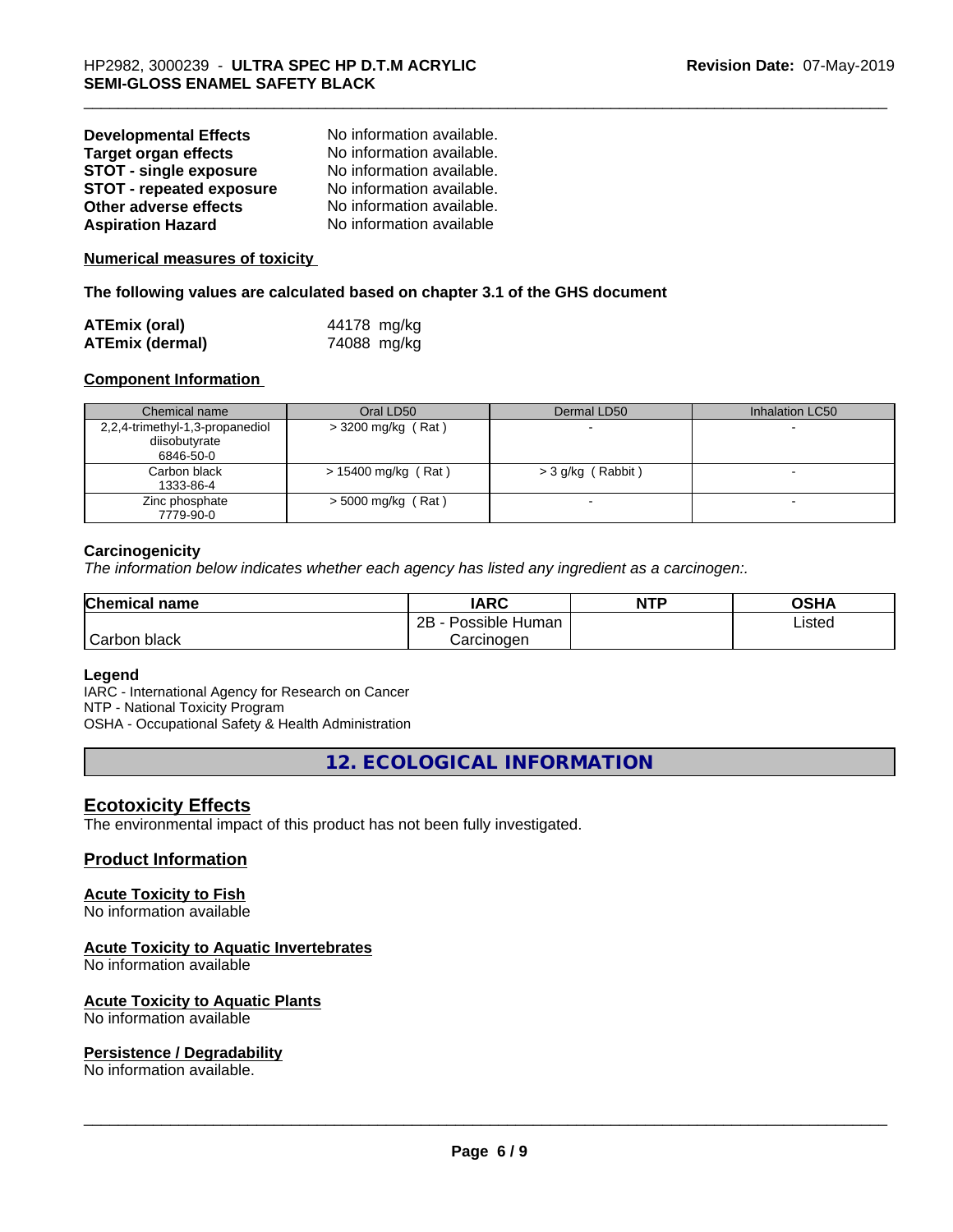| | |
|---|---|
| **Developmental Effects** | No information available. |
| **Target organ effects** | No information available. |
| **STOT - single exposure** | No information available. |
| **STOT - repeated exposure** | No information available. |
| **Other adverse effects** | No information available. |
| **Aspiration Hazard** | No information available |

**Numerical measures of toxicity**

**The following values are calculated based on chapter 3.1 of the GHS document**

| | |
|---|---|
| **ATEmix (oral)** | 44178 mg/kg |
| **ATEmix (dermal)** | 74088 mg/kg |

**Component Information**

| Chemical name | Oral LD50 | Dermal LD50 | Inhalation LC50 |
|---|---|---|---|
| 2,2,4-trimethyl-1,3-propanediol diisobutyrate 6846-50-0 | > 3200 mg/kg ( Rat ) | - | - |
| Carbon black 1333-86-4 | > 15400 mg/kg ( Rat ) | > 3 g/kg ( Rabbit ) | - |
| Zinc phosphate 7779-90-0 | > 5000 mg/kg ( Rat ) | - | - |

**Carcinogenicity**

*The information below indicates whether each agency has listed any ingredient as a carcinogen:.*

| Chemical name | IARC | NTP | OSHA |
|---|---|---|---|
| Carbon black | 2B - Possible Human Carcinogen | | Listed |

**Legend**

IARC - International Agency for Research on Cancer
NTP - National Toxicity Program
OSHA - Occupational Safety & Health Administration

## 12. ECOLOGICAL INFORMATION

### Ecotoxicity Effects

The environmental impact of this product has not been fully investigated.

### Product Information

**Acute Toxicity to Fish**

No information available

**Acute Toxicity to Aquatic Invertebrates**

No information available

**Acute Toxicity to Aquatic Plants**

No information available

**Persistence / Degradability**

No information available.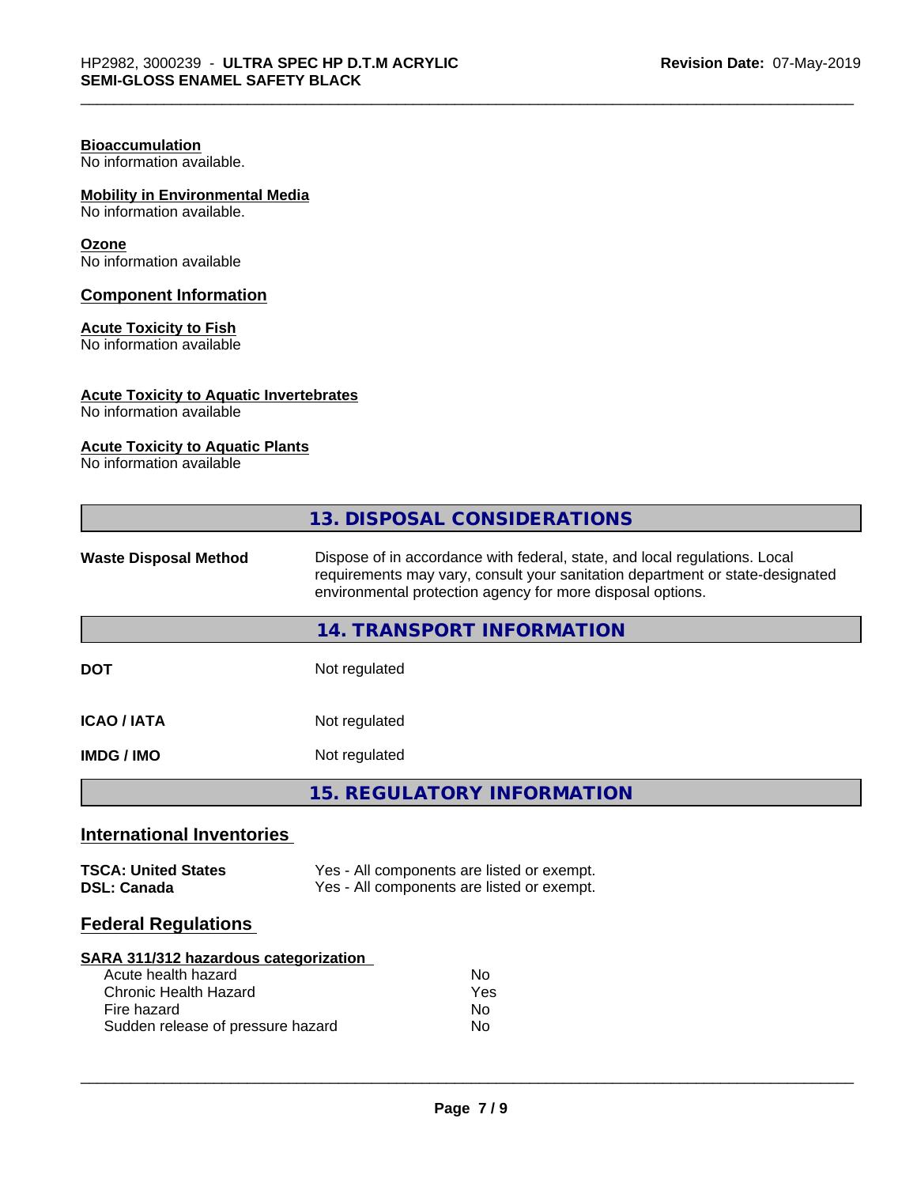**Bioaccumulation**
No information available.

**Mobility in Environmental Media**
No information available.

**Ozone**
No information available

### Component Information

**Acute Toxicity to Fish**
No information available

**Acute Toxicity to Aquatic Invertebrates**
No information available

**Acute Toxicity to Aquatic Plants**
No information available

## 13. DISPOSAL CONSIDERATIONS

| | |
|---|---|
| **Waste Disposal Method** | Dispose of in accordance with federal, state, and local regulations. Local requirements may vary, consult your sanitation department or state-designated environmental protection agency for more disposal options. |

## 14. TRANSPORT INFORMATION

| | |
|---|---|
| **DOT** | Not regulated |
| **ICAO / IATA** | Not regulated |
| **IMDG / IMO** | Not regulated |

## 15. REGULATORY INFORMATION

### International Inventories

| | |
|---|---|
| **TSCA: United States** | Yes - All components are listed or exempt. |
| **DSL: Canada** | Yes - All components are listed or exempt. |

### Federal Regulations

**SARA 311/312 hazardous categorization**

| | |
|---|---|
| Acute health hazard | No |
| Chronic Health Hazard | Yes |
| Fire hazard | No |
| Sudden release of pressure hazard | No |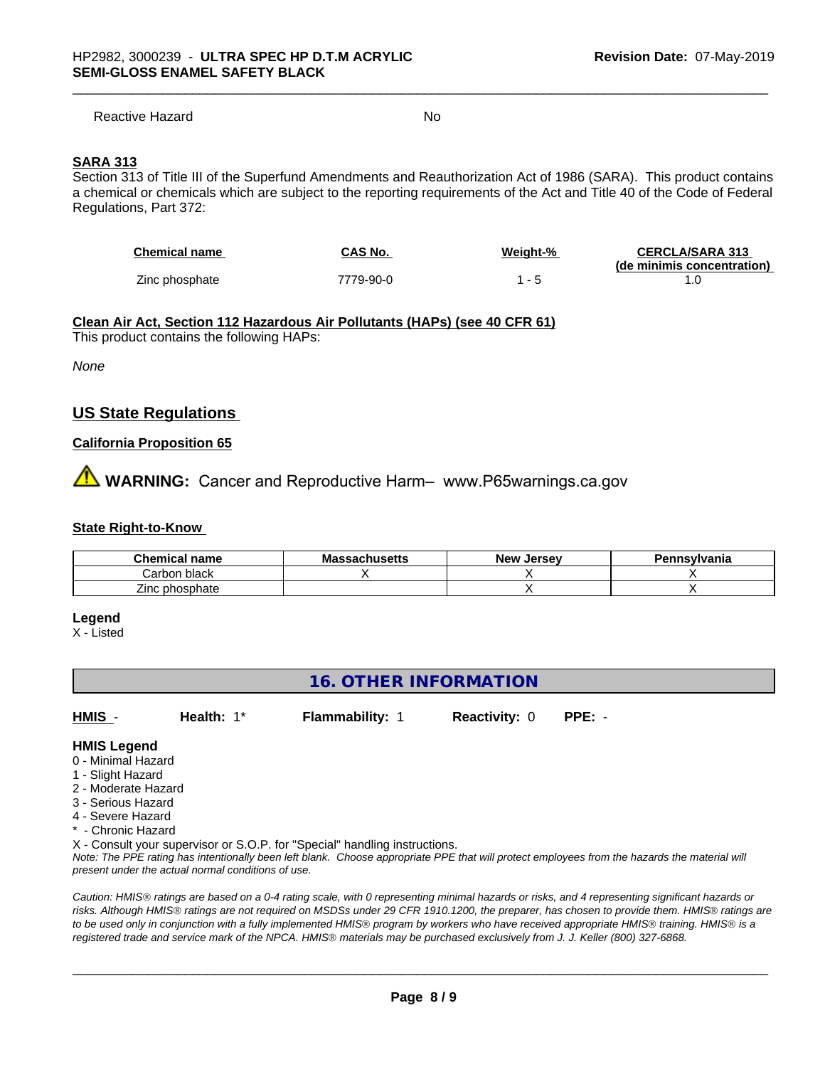Reactive Hazard No

**SARA 313**

Section 313 of Title III of the Superfund Amendments and Reauthorization Act of 1986 (SARA). This product contains a chemical or chemicals which are subject to the reporting requirements of the Act and Title 40 of the Code of Federal Regulations, Part 372:

| Chemical name | CAS No. | Weight-% | CERCLA/SARA 313 (de minimis concentration) |
|---|---|---|---|
| Zinc phosphate | 7779-90-0 | 1 - 5 | 1.0 |

**Clean Air Act, Section 112 Hazardous Air Pollutants (HAPs) (see 40 CFR 61)**

This product contains the following HAPs:

*None*

## US State Regulations

**California Proposition 65**

⚠ **WARNING:** Cancer and Reproductive Harm– www.P65warnings.ca.gov

**State Right-to-Know**

| Chemical name | Massachusetts | New Jersey | Pennsylvania |
|---|---|---|---|
| Carbon black | X | X | X |
| Zinc phosphate | | X | X |

**Legend**

X - Listed

## 16. OTHER INFORMATION

**HMIS** - **Health:** 1* **Flammability:** 1 **Reactivity:** 0 **PPE:** -

**HMIS Legend**

0 - Minimal Hazard
1 - Slight Hazard
2 - Moderate Hazard
3 - Serious Hazard
4 - Severe Hazard
* - Chronic Hazard
X - Consult your supervisor or S.O.P. for "Special" handling instructions.

*Note: The PPE rating has intentionally been left blank. Choose appropriate PPE that will protect employees from the hazards the material will present under the actual normal conditions of use.*

*Caution: HMIS® ratings are based on a 0-4 rating scale, with 0 representing minimal hazards or risks, and 4 representing significant hazards or risks. Although HMIS® ratings are not required on MSDSs under 29 CFR 1910.1200, the preparer, has chosen to provide them. HMIS® ratings are to be used only in conjunction with a fully implemented HMIS® program by workers who have received appropriate HMIS® training. HMIS® is a registered trade and service mark of the NPCA. HMIS® materials may be purchased exclusively from J. J. Keller (800) 327-6868.*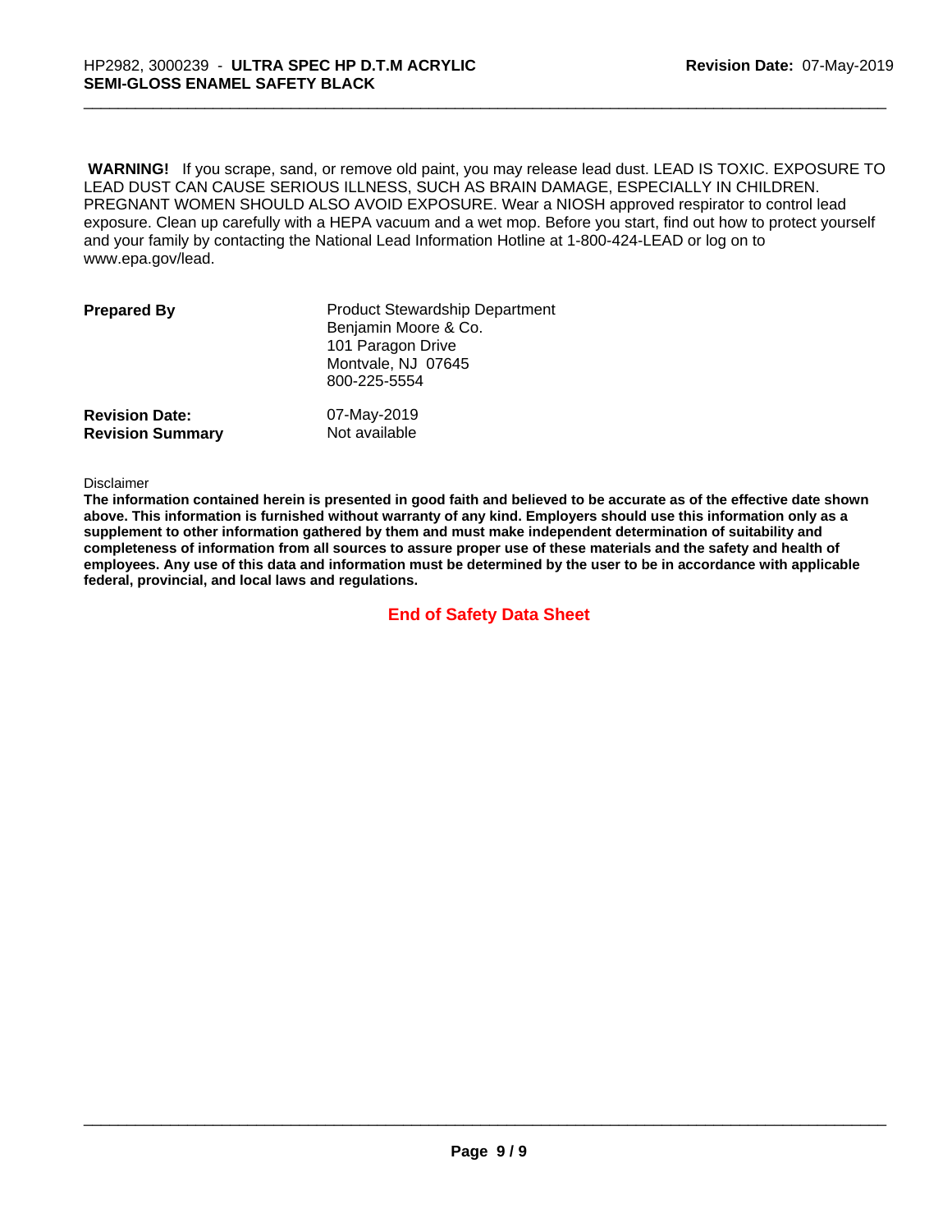**WARNING!** If you scrape, sand, or remove old paint, you may release lead dust. LEAD IS TOXIC. EXPOSURE TO LEAD DUST CAN CAUSE SERIOUS ILLNESS, SUCH AS BRAIN DAMAGE, ESPECIALLY IN CHILDREN. PREGNANT WOMEN SHOULD ALSO AVOID EXPOSURE. Wear a NIOSH approved respirator to control lead exposure. Clean up carefully with a HEPA vacuum and a wet mop. Before you start, find out how to protect yourself and your family by contacting the National Lead Information Hotline at 1-800-424-LEAD or log on to www.epa.gov/lead.

| | |
|---|---|
| **Prepared By** | Product Stewardship Department<br>Benjamin Moore & Co.<br>101 Paragon Drive<br>Montvale, NJ 07645<br>800-225-5554 |
| **Revision Date:** | 07-May-2019 |
| **Revision Summary** | Not available |

Disclaimer

**The information contained herein is presented in good faith and believed to be accurate as of the effective date shown above. This information is furnished without warranty of any kind. Employers should use this information only as a supplement to other information gathered by them and must make independent determination of suitability and completeness of information from all sources to assure proper use of these materials and the safety and health of employees. Any use of this data and information must be determined by the user to be in accordance with applicable federal, provincial, and local laws and regulations.**

**End of Safety Data Sheet**